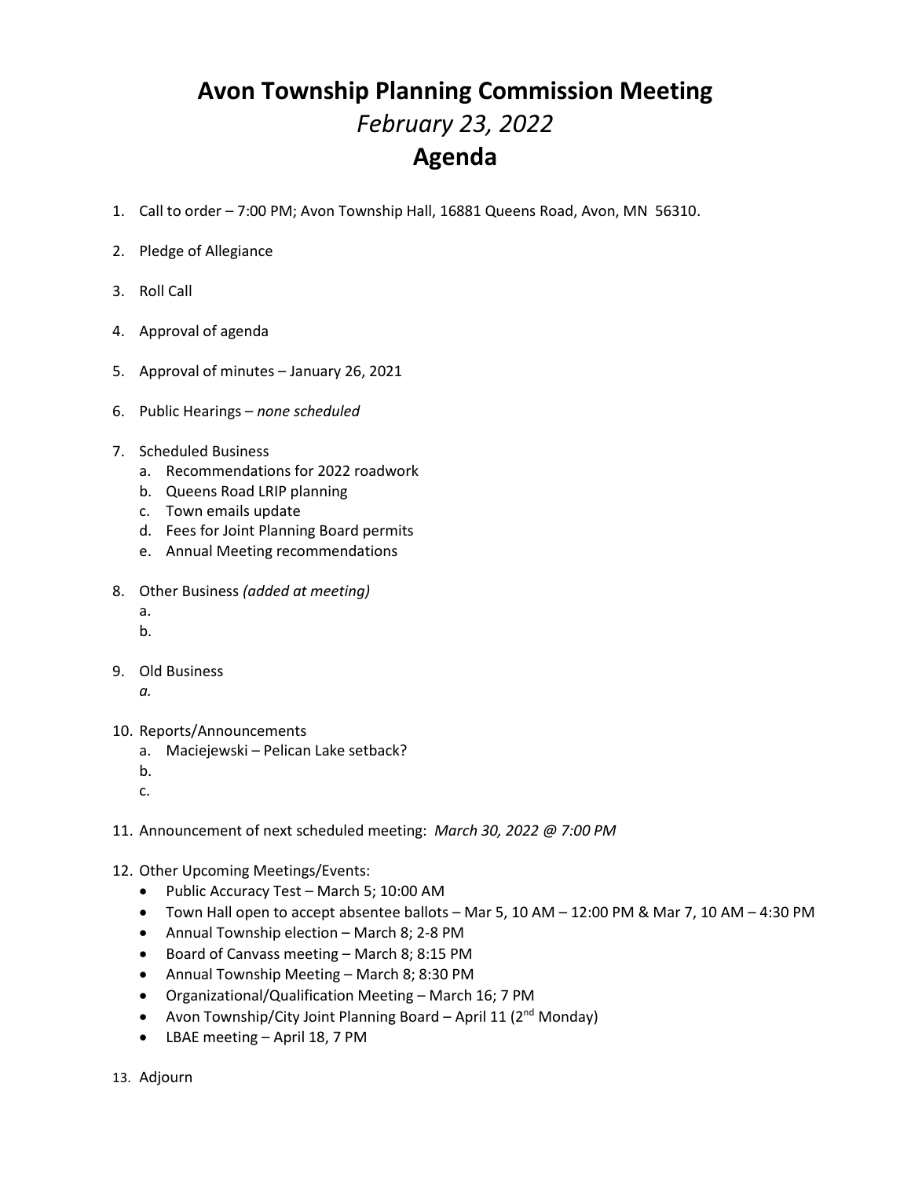# Avon Township Planning Commission Meeting

## *February 23, 2022*

## Agenda

1. Call to order – 7:00 PM; Avon Township Hall, 16881 Queens Road, Avon, MN 56310.

2. Pledge of Allegiance

3. Roll Call

4. Approval of agenda

5. Approval of minutes – January 26, 2021

6. Public Hearings – *none scheduled*

7. Scheduled Business
   a. Recommendations for 2022 roadwork
   b. Queens Road LRIP planning
   c. Town emails update
   d. Fees for Joint Planning Board permits
   e. Annual Meeting recommendations

8. Other Business *(added at meeting)*
   a.
   b.

9. Old Business
   *a.*

10. Reports/Announcements
    a. Maciejewski – Pelican Lake setback?
    b.
    c.

11. Announcement of next scheduled meeting: *March 30, 2022 @ 7:00 PM*

12. Other Upcoming Meetings/Events:
    - Public Accuracy Test – March 5; 10:00 AM
    - Town Hall open to accept absentee ballots – Mar 5, 10 AM – 12:00 PM & Mar 7, 10 AM – 4:30 PM
    - Annual Township election – March 8; 2-8 PM
    - Board of Canvass meeting – March 8; 8:15 PM
    - Annual Township Meeting – March 8; 8:30 PM
    - Organizational/Qualification Meeting – March 16; 7 PM
    - Avon Township/City Joint Planning Board – April 11 (2nd Monday)
    - LBAE meeting – April 18, 7 PM

13. Adjourn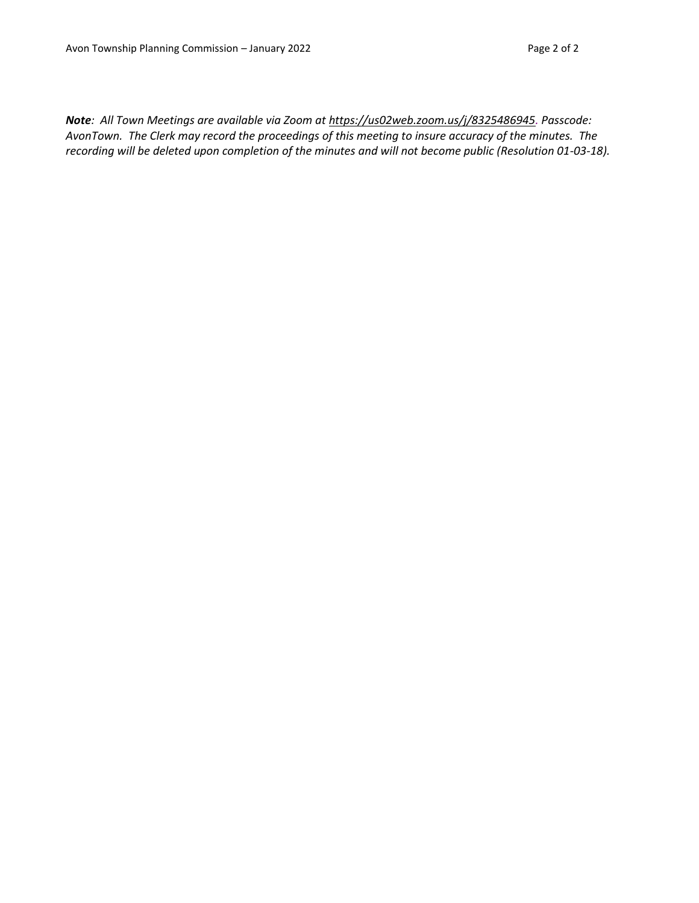***Note**: All Town Meetings are available via Zoom at https://us02web.zoom.us/j/8325486945. Passcode: AvonTown. The Clerk may record the proceedings of this meeting to insure accuracy of the minutes. The recording will be deleted upon completion of the minutes and will not become public (Resolution 01-03-18).*